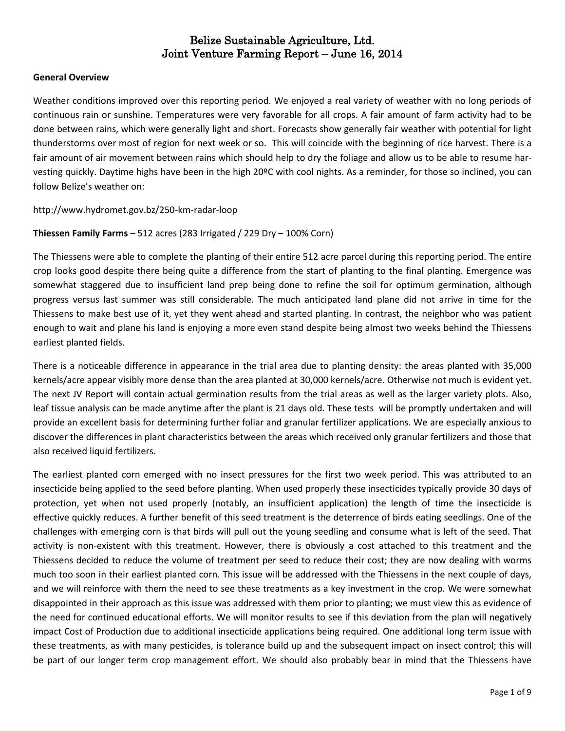# Belize Sustainable Agriculture, Ltd.
# Joint Venture Farming Report – June 16, 2014

**General Overview**

Weather conditions improved over this reporting period. We enjoyed a real variety of weather with no long periods of continuous rain or sunshine. Temperatures were very favorable for all crops. A fair amount of farm activity had to be done between rains, which were generally light and short. Forecasts show generally fair weather with potential for light thunderstorms over most of region for next week or so. This will coincide with the beginning of rice harvest. There is a fair amount of air movement between rains which should help to dry the foliage and allow us to be able to resume harvesting quickly. Daytime highs have been in the high 20ºC with cool nights. As a reminder, for those so inclined, you can follow Belize's weather on:

http://www.hydromet.gov.bz/250-km-radar-loop

**Thiessen Family Farms** – 512 acres (283 Irrigated / 229 Dry – 100% Corn)

The Thiessens were able to complete the planting of their entire 512 acre parcel during this reporting period. The entire crop looks good despite there being quite a difference from the start of planting to the final planting. Emergence was somewhat staggered due to insufficient land prep being done to refine the soil for optimum germination, although progress versus last summer was still considerable. The much anticipated land plane did not arrive in time for the Thiessens to make best use of it, yet they went ahead and started planting. In contrast, the neighbor who was patient enough to wait and plane his land is enjoying a more even stand despite being almost two weeks behind the Thiessens earliest planted fields.

There is a noticeable difference in appearance in the trial area due to planting density: the areas planted with 35,000 kernels/acre appear visibly more dense than the area planted at 30,000 kernels/acre. Otherwise not much is evident yet. The next JV Report will contain actual germination results from the trial areas as well as the larger variety plots. Also, leaf tissue analysis can be made anytime after the plant is 21 days old. These tests will be promptly undertaken and will provide an excellent basis for determining further foliar and granular fertilizer applications. We are especially anxious to discover the differences in plant characteristics between the areas which received only granular fertilizers and those that also received liquid fertilizers.

The earliest planted corn emerged with no insect pressures for the first two week period. This was attributed to an insecticide being applied to the seed before planting. When used properly these insecticides typically provide 30 days of protection, yet when not used properly (notably, an insufficient application) the length of time the insecticide is effective quickly reduces. A further benefit of this seed treatment is the deterrence of birds eating seedlings. One of the challenges with emerging corn is that birds will pull out the young seedling and consume what is left of the seed. That activity is non-existent with this treatment. However, there is obviously a cost attached to this treatment and the Thiessens decided to reduce the volume of treatment per seed to reduce their cost; they are now dealing with worms much too soon in their earliest planted corn. This issue will be addressed with the Thiessens in the next couple of days, and we will reinforce with them the need to see these treatments as a key investment in the crop. We were somewhat disappointed in their approach as this issue was addressed with them prior to planting; we must view this as evidence of the need for continued educational efforts. We will monitor results to see if this deviation from the plan will negatively impact Cost of Production due to additional insecticide applications being required. One additional long term issue with these treatments, as with many pesticides, is tolerance build up and the subsequent impact on insect control; this will be part of our longer term crop management effort. We should also probably bear in mind that the Thiessens have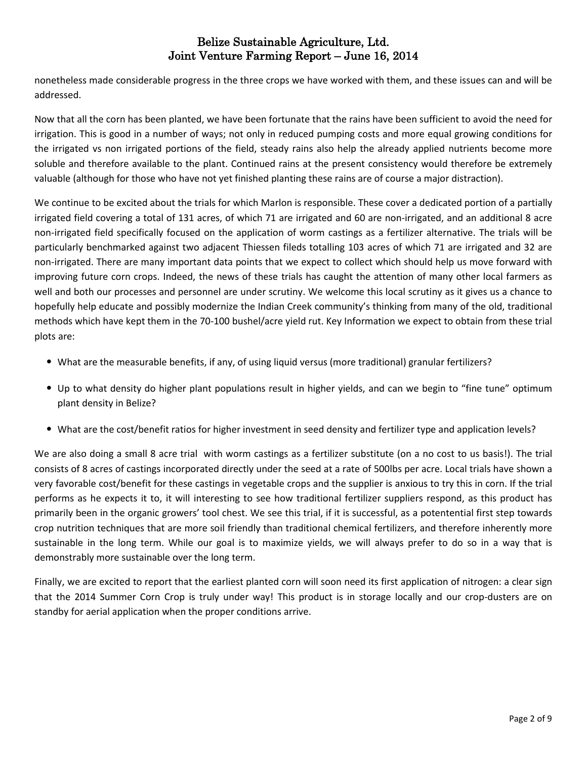nonetheless made considerable progress in the three crops we have worked with them, and these issues can and will be addressed.

Now that all the corn has been planted, we have been fortunate that the rains have been sufficient to avoid the need for irrigation. This is good in a number of ways; not only in reduced pumping costs and more equal growing conditions for the irrigated vs non irrigated portions of the field, steady rains also help the already applied nutrients become more soluble and therefore available to the plant. Continued rains at the present consistency would therefore be extremely valuable (although for those who have not yet finished planting these rains are of course a major distraction).

We continue to be excited about the trials for which Marlon is responsible. These cover a dedicated portion of a partially irrigated field covering a total of 131 acres, of which 71 are irrigated and 60 are non-irrigated, and an additional 8 acre non-irrigated field specifically focused on the application of worm castings as a fertilizer alternative. The trials will be particularly benchmarked against two adjacent Thiessen fileds totalling 103 acres of which 71 are irrigated and 32 are non-irrigated. There are many important data points that we expect to collect which should help us move forward with improving future corn crops. Indeed, the news of these trials has caught the attention of many other local farmers as well and both our processes and personnel are under scrutiny. We welcome this local scrutiny as it gives us a chance to hopefully help educate and possibly modernize the Indian Creek community's thinking from many of the old, traditional methods which have kept them in the 70-100 bushel/acre yield rut. Key Information we expect to obtain from these trial plots are:

- What are the measurable benefits, if any, of using liquid versus (more traditional) granular fertilizers?
- Up to what density do higher plant populations result in higher yields, and can we begin to "fine tune" optimum plant density in Belize?
- What are the cost/benefit ratios for higher investment in seed density and fertilizer type and application levels?

We are also doing a small 8 acre trial with worm castings as a fertilizer substitute (on a no cost to us basis!). The trial consists of 8 acres of castings incorporated directly under the seed at a rate of 500lbs per acre. Local trials have shown a very favorable cost/benefit for these castings in vegetable crops and the supplier is anxious to try this in corn. If the trial performs as he expects it to, it will interesting to see how traditional fertilizer suppliers respond, as this product has primarily been in the organic growers' tool chest. We see this trial, if it is successful, as a potentential first step towards crop nutrition techniques that are more soil friendly than traditional chemical fertilizers, and therefore inherently more sustainable in the long term. While our goal is to maximize yields, we will always prefer to do so in a way that is demonstrably more sustainable over the long term.

Finally, we are excited to report that the earliest planted corn will soon need its first application of nitrogen: a clear sign that the 2014 Summer Corn Crop is truly under way! This product is in storage locally and our crop-dusters are on standby for aerial application when the proper conditions arrive.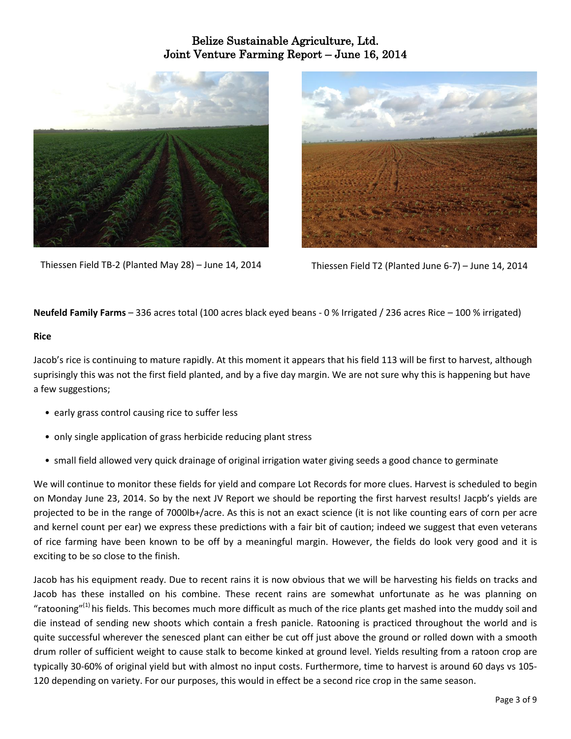# Belize Sustainable Agriculture, Ltd.
## Joint Venture Farming Report – June 16, 2014

Thiessen Field TB-2 (Planted May 28) – June 14, 2014

Thiessen Field T2 (Planted June 6-7) – June 14, 2014

**Neufeld Family Farms** – 336 acres total (100 acres black eyed beans - 0 % Irrigated / 236 acres Rice – 100 % irrigated)

**Rice**

Jacob's rice is continuing to mature rapidly. At this moment it appears that his field 113 will be first to harvest, although suprisingly this was not the first field planted, and by a five day margin. We are not sure why this is happening but have a few suggestions;

- early grass control causing rice to suffer less
- only single application of grass herbicide reducing plant stress
- small field allowed very quick drainage of original irrigation water giving seeds a good chance to germinate

We will continue to monitor these fields for yield and compare Lot Records for more clues. Harvest is scheduled to begin on Monday June 23, 2014. So by the next JV Report we should be reporting the first harvest results! Jacpb's yields are projected to be in the range of 7000lb+/acre. As this is not an exact science (it is not like counting ears of corn per acre and kernel count per ear) we express these predictions with a fair bit of caution; indeed we suggest that even veterans of rice farming have been known to be off by a meaningful margin. However, the fields do look very good and it is exciting to be so close to the finish.

Jacob has his equipment ready. Due to recent rains it is now obvious that we will be harvesting his fields on tracks and Jacob has these installed on his combine. These recent rains are somewhat unfortunate as he was planning on "ratooning"(1) his fields. This becomes much more difficult as much of the rice plants get mashed into the muddy soil and die instead of sending new shoots which contain a fresh panicle. Ratooning is practiced throughout the world and is quite successful wherever the senesced plant can either be cut off just above the ground or rolled down with a smooth drum roller of sufficient weight to cause stalk to become kinked at ground level. Yields resulting from a ratoon crop are typically 30-60% of original yield but with almost no input costs. Furthermore, time to harvest is around 60 days vs 105-120 depending on variety. For our purposes, this would in effect be a second rice crop in the same season.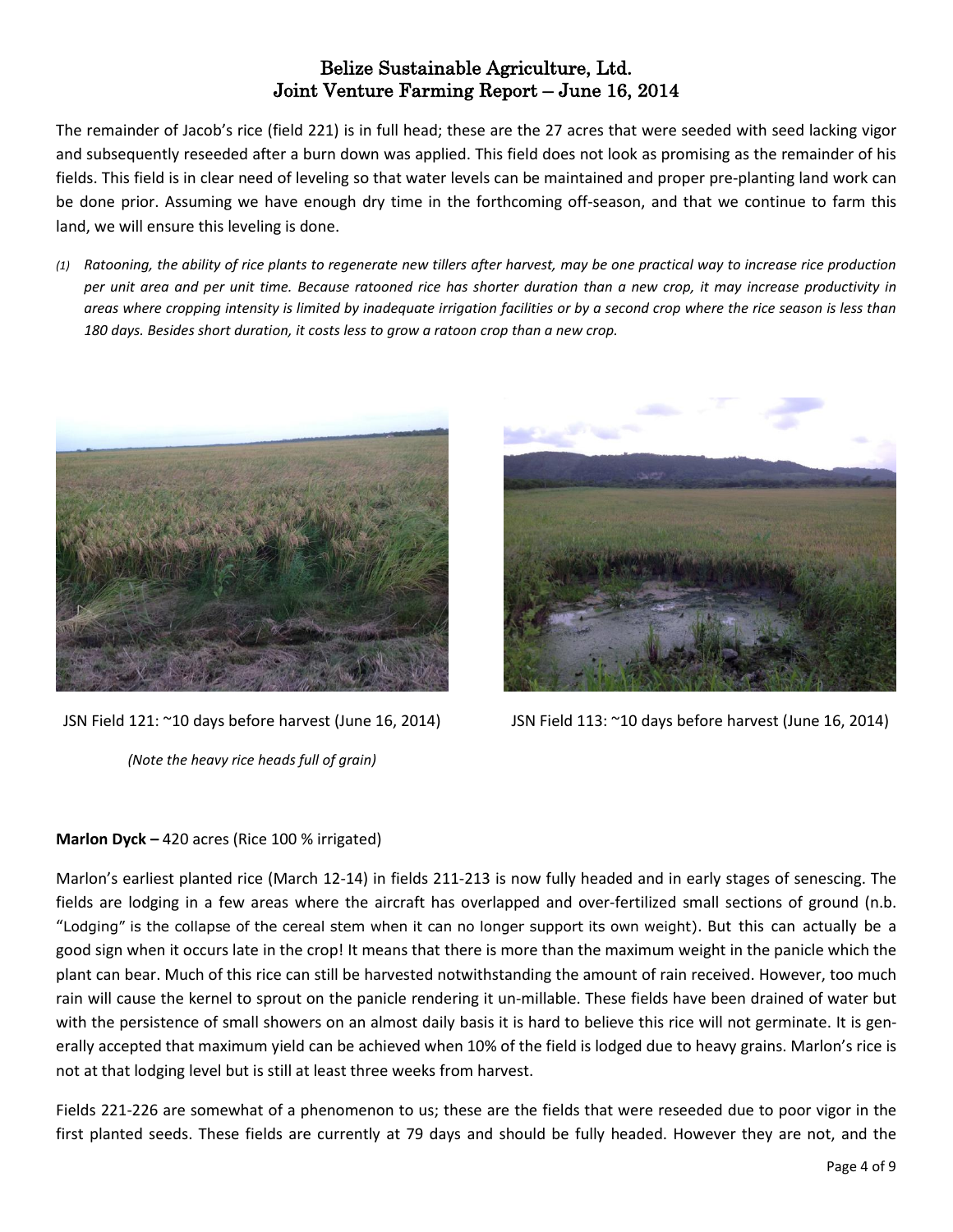The remainder of Jacob's rice (field 221) is in full head; these are the 27 acres that were seeded with seed lacking vigor and subsequently reseeded after a burn down was applied. This field does not look as promising as the remainder of his fields. This field is in clear need of leveling so that water levels can be maintained and proper pre-planting land work can be done prior. Assuming we have enough dry time in the forthcoming off-season, and that we continue to farm this land, we will ensure this leveling is done.

*(1) Ratooning, the ability of rice plants to regenerate new tillers after harvest, may be one practical way to increase rice production per unit area and per unit time. Because ratooned rice has shorter duration than a new crop, it may increase productivity in areas where cropping intensity is limited by inadequate irrigation facilities or by a second crop where the rice season is less than 180 days. Besides short duration, it costs less to grow a ratoon crop than a new crop.*

JSN Field 121: ~10 days before harvest (June 16, 2014)

*(Note the heavy rice heads full of grain)*

JSN Field 113: ~10 days before harvest (June 16, 2014)

**Marlon Dyck –** 420 acres (Rice 100 % irrigated)

Marlon's earliest planted rice (March 12-14) in fields 211-213 is now fully headed and in early stages of senescing. The fields are lodging in a few areas where the aircraft has overlapped and over-fertilized small sections of ground (n.b. "Lodging" is the collapse of the cereal stem when it can no longer support its own weight). But this can actually be a good sign when it occurs late in the crop! It means that there is more than the maximum weight in the panicle which the plant can bear. Much of this rice can still be harvested notwithstanding the amount of rain received. However, too much rain will cause the kernel to sprout on the panicle rendering it un-millable. These fields have been drained of water but with the persistence of small showers on an almost daily basis it is hard to believe this rice will not germinate. It is generally accepted that maximum yield can be achieved when 10% of the field is lodged due to heavy grains. Marlon's rice is not at that lodging level but is still at least three weeks from harvest.

Fields 221-226 are somewhat of a phenomenon to us; these are the fields that were reseeded due to poor vigor in the first planted seeds. These fields are currently at 79 days and should be fully headed. However they are not, and the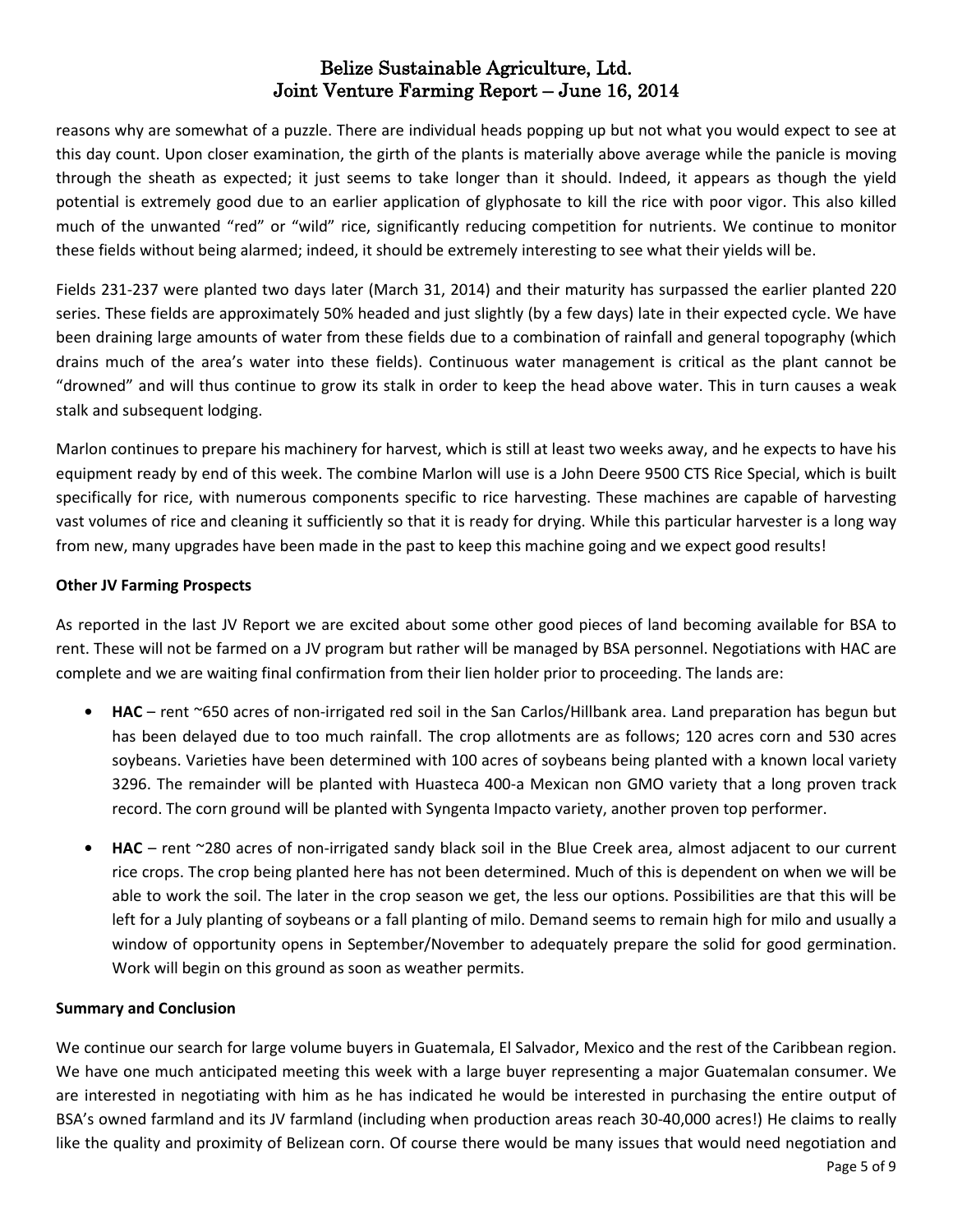reasons why are somewhat of a puzzle. There are individual heads popping up but not what you would expect to see at this day count. Upon closer examination, the girth of the plants is materially above average while the panicle is moving through the sheath as expected; it just seems to take longer than it should. Indeed, it appears as though the yield potential is extremely good due to an earlier application of glyphosate to kill the rice with poor vigor. This also killed much of the unwanted "red" or "wild" rice, significantly reducing competition for nutrients. We continue to monitor these fields without being alarmed; indeed, it should be extremely interesting to see what their yields will be.

Fields 231-237 were planted two days later (March 31, 2014) and their maturity has surpassed the earlier planted 220 series. These fields are approximately 50% headed and just slightly (by a few days) late in their expected cycle. We have been draining large amounts of water from these fields due to a combination of rainfall and general topography (which drains much of the area's water into these fields). Continuous water management is critical as the plant cannot be "drowned" and will thus continue to grow its stalk in order to keep the head above water. This in turn causes a weak stalk and subsequent lodging.

Marlon continues to prepare his machinery for harvest, which is still at least two weeks away, and he expects to have his equipment ready by end of this week. The combine Marlon will use is a John Deere 9500 CTS Rice Special, which is built specifically for rice, with numerous components specific to rice harvesting. These machines are capable of harvesting vast volumes of rice and cleaning it sufficiently so that it is ready for drying. While this particular harvester is a long way from new, many upgrades have been made in the past to keep this machine going and we expect good results!

**Other JV Farming Prospects**

As reported in the last JV Report we are excited about some other good pieces of land becoming available for BSA to rent. These will not be farmed on a JV program but rather will be managed by BSA personnel. Negotiations with HAC are complete and we are waiting final confirmation from their lien holder prior to proceeding. The lands are:

- **HAC** – rent ~650 acres of non-irrigated red soil in the San Carlos/Hillbank area. Land preparation has begun but has been delayed due to too much rainfall. The crop allotments are as follows; 120 acres corn and 530 acres soybeans. Varieties have been determined with 100 acres of soybeans being planted with a known local variety 3296. The remainder will be planted with Huasteca 400-a Mexican non GMO variety that a long proven track record. The corn ground will be planted with Syngenta Impacto variety, another proven top performer.
- **HAC** – rent ~280 acres of non-irrigated sandy black soil in the Blue Creek area, almost adjacent to our current rice crops. The crop being planted here has not been determined. Much of this is dependent on when we will be able to work the soil. The later in the crop season we get, the less our options. Possibilities are that this will be left for a July planting of soybeans or a fall planting of milo. Demand seems to remain high for milo and usually a window of opportunity opens in September/November to adequately prepare the solid for good germination. Work will begin on this ground as soon as weather permits.

**Summary and Conclusion**

We continue our search for large volume buyers in Guatemala, El Salvador, Mexico and the rest of the Caribbean region. We have one much anticipated meeting this week with a large buyer representing a major Guatemalan consumer. We are interested in negotiating with him as he has indicated he would be interested in purchasing the entire output of BSA's owned farmland and its JV farmland (including when production areas reach 30-40,000 acres!) He claims to really like the quality and proximity of Belizean corn. Of course there would be many issues that would need negotiation and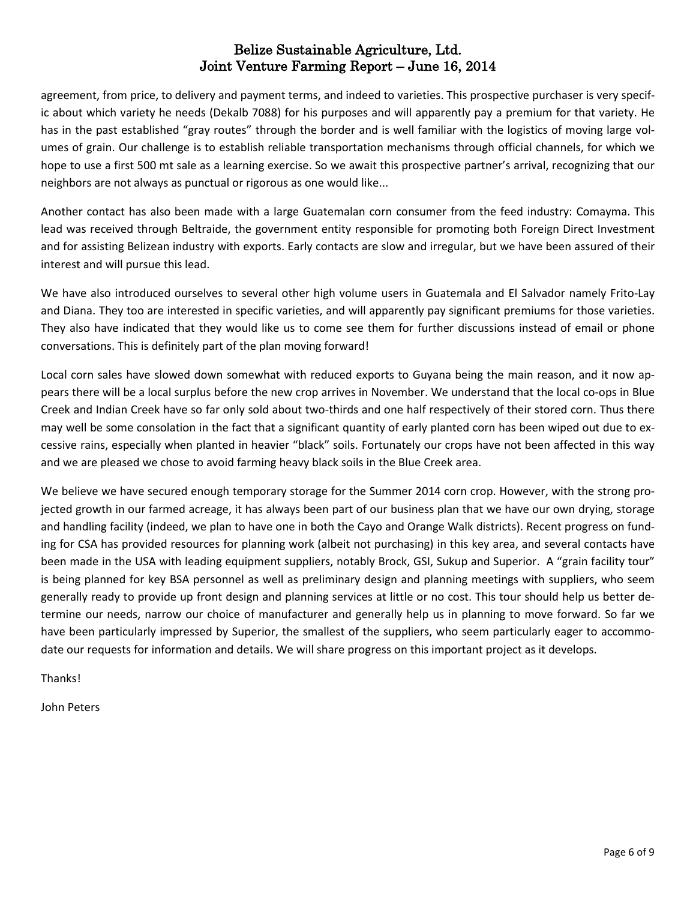agreement, from price, to delivery and payment terms, and indeed to varieties. This prospective purchaser is very specific about which variety he needs (Dekalb 7088) for his purposes and will apparently pay a premium for that variety. He has in the past established "gray routes" through the border and is well familiar with the logistics of moving large volumes of grain. Our challenge is to establish reliable transportation mechanisms through official channels, for which we hope to use a first 500 mt sale as a learning exercise. So we await this prospective partner's arrival, recognizing that our neighbors are not always as punctual or rigorous as one would like...

Another contact has also been made with a large Guatemalan corn consumer from the feed industry: Comayma. This lead was received through Beltraide, the government entity responsible for promoting both Foreign Direct Investment and for assisting Belizean industry with exports. Early contacts are slow and irregular, but we have been assured of their interest and will pursue this lead.

We have also introduced ourselves to several other high volume users in Guatemala and El Salvador namely Frito-Lay and Diana. They too are interested in specific varieties, and will apparently pay significant premiums for those varieties. They also have indicated that they would like us to come see them for further discussions instead of email or phone conversations. This is definitely part of the plan moving forward!

Local corn sales have slowed down somewhat with reduced exports to Guyana being the main reason, and it now appears there will be a local surplus before the new crop arrives in November. We understand that the local co-ops in Blue Creek and Indian Creek have so far only sold about two-thirds and one half respectively of their stored corn. Thus there may well be some consolation in the fact that a significant quantity of early planted corn has been wiped out due to excessive rains, especially when planted in heavier "black" soils. Fortunately our crops have not been affected in this way and we are pleased we chose to avoid farming heavy black soils in the Blue Creek area.

We believe we have secured enough temporary storage for the Summer 2014 corn crop. However, with the strong projected growth in our farmed acreage, it has always been part of our business plan that we have our own drying, storage and handling facility (indeed, we plan to have one in both the Cayo and Orange Walk districts). Recent progress on funding for CSA has provided resources for planning work (albeit not purchasing) in this key area, and several contacts have been made in the USA with leading equipment suppliers, notably Brock, GSI, Sukup and Superior. A "grain facility tour" is being planned for key BSA personnel as well as preliminary design and planning meetings with suppliers, who seem generally ready to provide up front design and planning services at little or no cost. This tour should help us better determine our needs, narrow our choice of manufacturer and generally help us in planning to move forward. So far we have been particularly impressed by Superior, the smallest of the suppliers, who seem particularly eager to accommodate our requests for information and details. We will share progress on this important project as it develops.

Thanks!

John Peters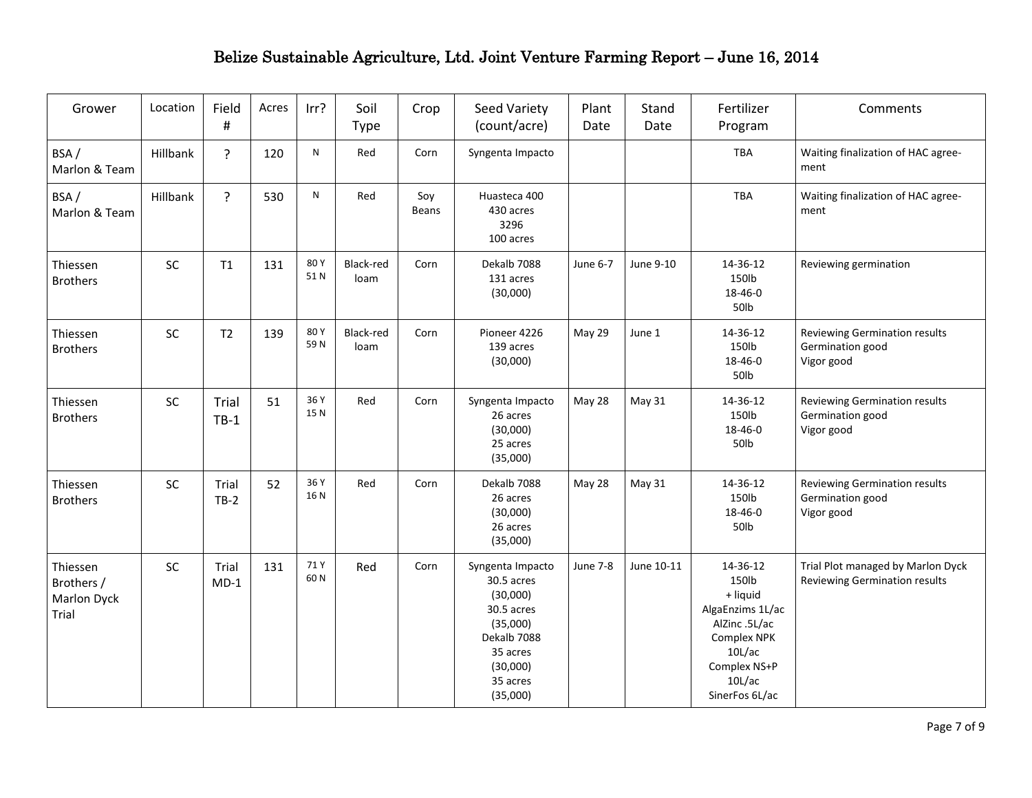# Belize Sustainable Agriculture, Ltd. Joint Venture Farming Report – June 16, 2014

| Grower | Location | Field # | Acres | Irr? | Soil Type | Crop | Seed Variety (count/acre) | Plant Date | Stand Date | Fertilizer Program | Comments |
|---|---|---|---|---|---|---|---|---|---|---|---|
| BSA / Marlon & Team | Hillbank | ? | 120 | N | Red | Corn | Syngenta Impacto | | | TBA | Waiting finalization of HAC agree-ment |
| BSA / Marlon & Team | Hillbank | ? | 530 | N | Red | Soy Beans | Huasteca 400 430 acres 3296 100 acres | | | TBA | Waiting finalization of HAC agree-ment |
| Thiessen Brothers | SC | T1 | 131 | 80 Y 51 N | Black-red loam | Corn | Dekalb 7088 131 acres (30,000) | June 6-7 | June 9-10 | 14-36-12 150lb 18-46-0 50lb | Reviewing germination |
| Thiessen Brothers | SC | T2 | 139 | 80 Y 59 N | Black-red loam | Corn | Pioneer 4226 139 acres (30,000) | May 29 | June 1 | 14-36-12 150lb 18-46-0 50lb | Reviewing Germination results Germination good Vigor good |
| Thiessen Brothers | SC | Trial TB-1 | 51 | 36 Y 15 N | Red | Corn | Syngenta Impacto 26 acres (30,000) 25 acres (35,000) | May 28 | May 31 | 14-36-12 150lb 18-46-0 50lb | Reviewing Germination results Germination good Vigor good |
| Thiessen Brothers | SC | Trial TB-2 | 52 | 36 Y 16 N | Red | Corn | Dekalb 7088 26 acres (30,000) 26 acres (35,000) | May 28 | May 31 | 14-36-12 150lb 18-46-0 50lb | Reviewing Germination results Germination good Vigor good |
| Thiessen Brothers / Marlon Dyck Trial | SC | Trial MD-1 | 131 | 71 Y 60 N | Red | Corn | Syngenta Impacto 30.5 acres (30,000) 30.5 acres (35,000) Dekalb 7088 35 acres (30,000) 35 acres (35,000) | June 7-8 | June 10-11 | 14-36-12 150lb + liquid AlgaEnzims 1L/ac AlZinc .5L/ac Complex NPK 10L/ac Complex NS+P 10L/ac SinerFos 6L/ac | Trial Plot managed by Marlon Dyck Reviewing Germination results |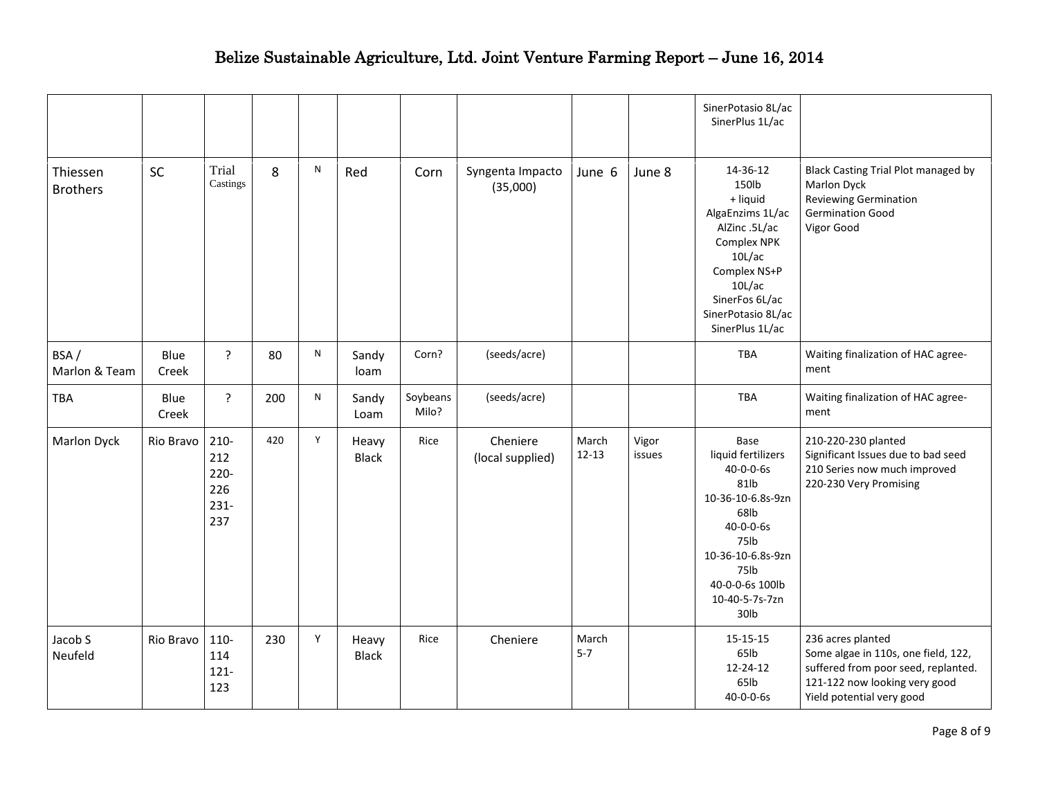Belize Sustainable Agriculture, Ltd. Joint Venture Farming Report – June 16, 2014

| | | | | | | | | | | | |
|---|---|---|---|---|---|---|---|---|---|---|---|
| | | | | | | | | | | SinerPotasio 8L/ac SinerPlus 1L/ac | |
| Thiessen Brothers | SC | Trial Castings | 8 | N | Red | Corn | Syngenta Impacto (35,000) | June 6 | June 8 | 14-36-12 150lb + liquid AlgaEnzims 1L/ac AlZinc .5L/ac Complex NPK 10L/ac Complex NS+P 10L/ac SinerFos 6L/ac SinerPotasio 8L/ac SinerPlus 1L/ac | Black Casting Trial Plot managed by Marlon Dyck Reviewing Germination Germination Good Vigor Good |
| BSA / Marlon & Team | Blue Creek | ? | 80 | N | Sandy loam | Corn? | (seeds/acre) | | | TBA | Waiting finalization of HAC agree-ment |
| TBA | Blue Creek | ? | 200 | N | Sandy Loam | Soybeans Milo? | (seeds/acre) | | | TBA | Waiting finalization of HAC agree-ment |
| Marlon Dyck | Rio Bravo | 210-212 220-226 231-237 | 420 | Y | Heavy Black | Rice | Cheniere (local supplied) | March 12-13 | Vigor issues | Base liquid fertilizers 40-0-0-6s 81lb 10-36-10-6.8s-9zn 68lb 40-0-0-6s 75lb 10-36-10-6.8s-9zn 75lb 40-0-0-6s 100lb 10-40-5-7s-7zn 30lb | 210-220-230 planted Significant Issues due to bad seed 210 Series now much improved 220-230 Very Promising |
| Jacob S Neufeld | Rio Bravo | 110-114 121-123 | 230 | Y | Heavy Black | Rice | Cheniere | March 5-7 | | 15-15-15 65lb 12-24-12 65lb 40-0-0-6s | 236 acres planted Some algae in 110s, one field, 122, suffered from poor seed, replanted. 121-122 now looking very good Yield potential very good |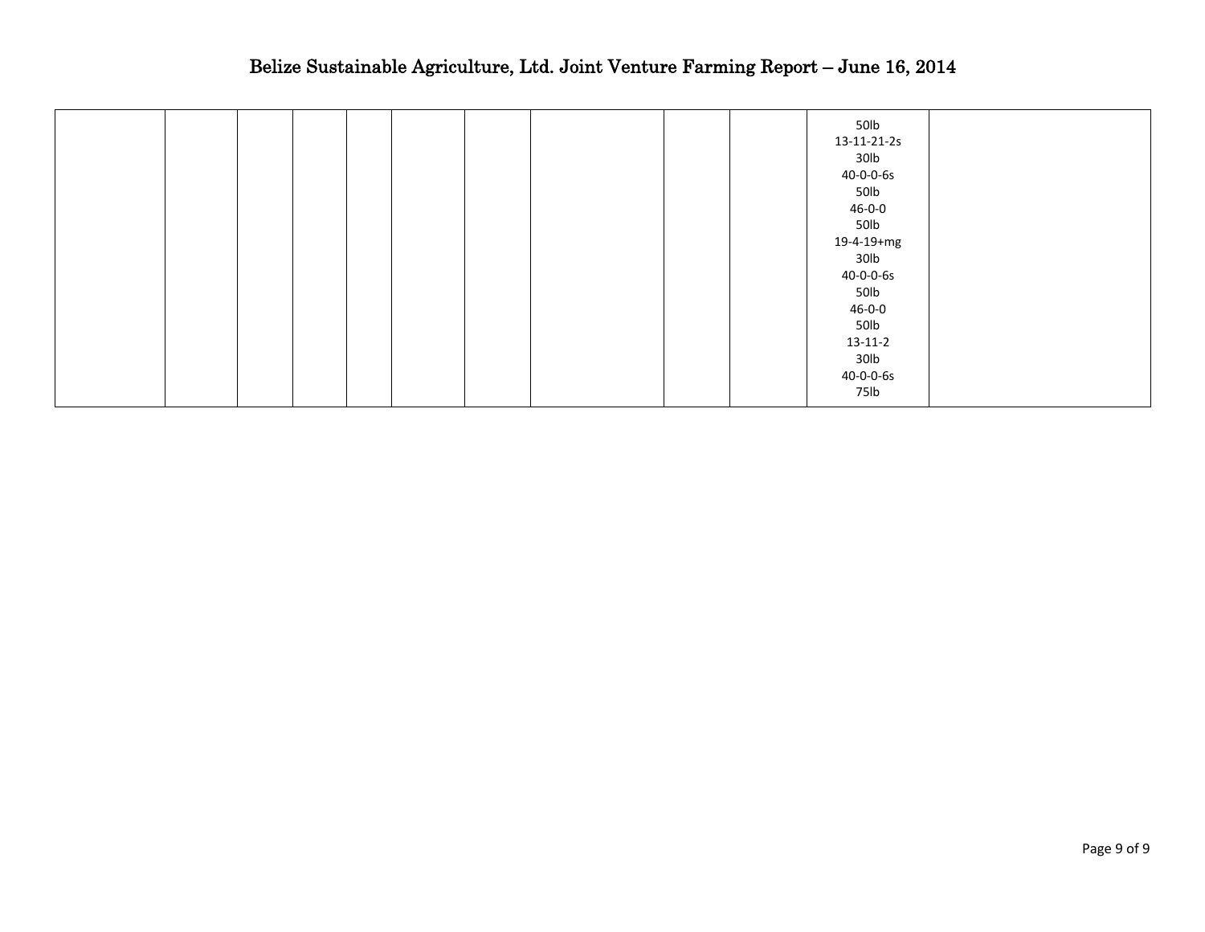| | | | | | | | | | | | |
|---|---|---|---|---|---|---|---|---|---|---|---|
| | | | | | | | | | | 50lb<br>13-11-21-2s<br>30lb<br>40-0-0-6s<br>50lb<br>46-0-0<br>50lb<br>19-4-19+mg<br>30lb<br>40-0-0-6s<br>50lb<br>46-0-0<br>50lb<br>13-11-2<br>30lb<br>40-0-0-6s<br>75lb | |